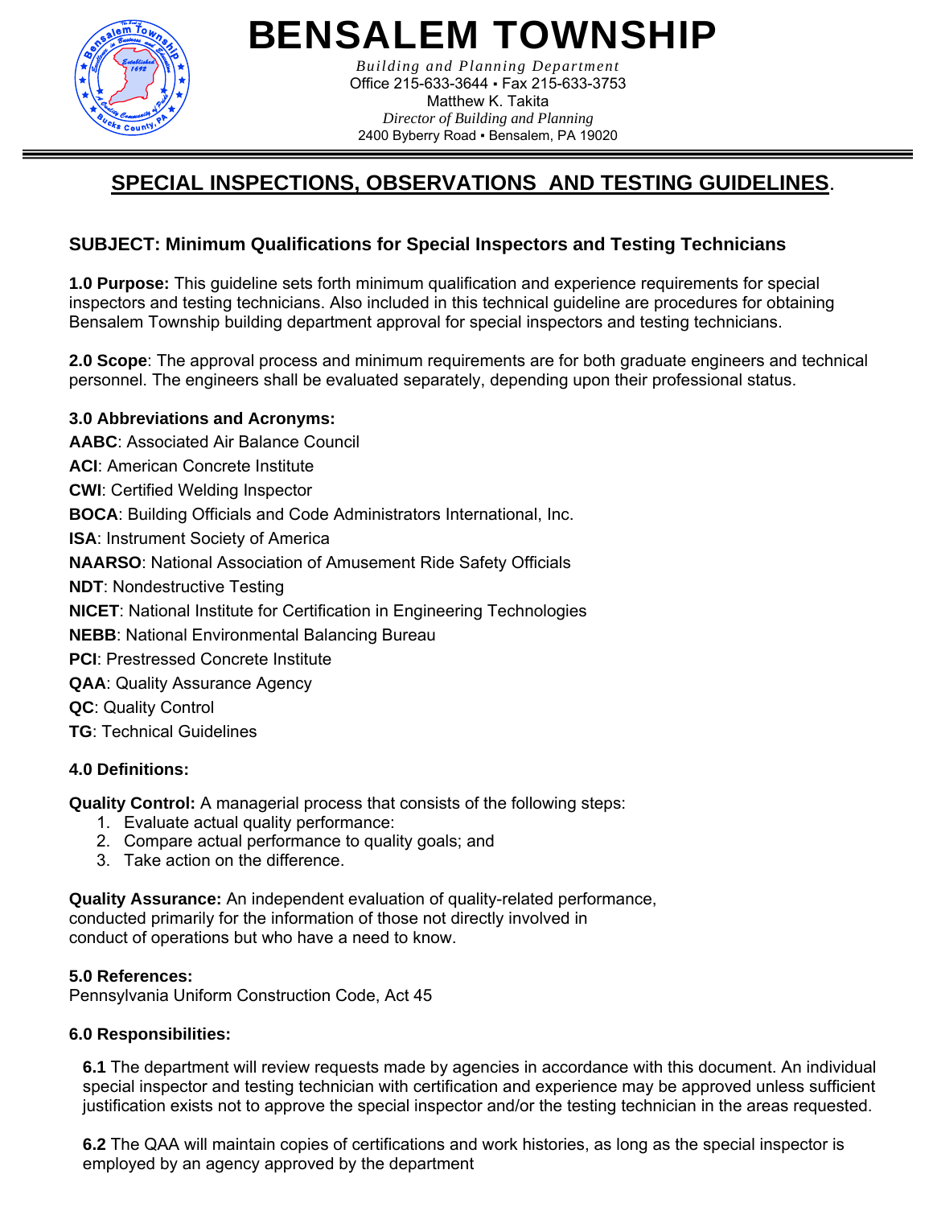# BENSALEM TOWNSHIP

*Building and Planning Department*
Office 215-633-3644 ▪ Fax 215-633-3753
Matthew K. Takita
*Director of Building and Planning*
2400 Byberry Road ▪ Bensalem, PA 19020

## SPECIAL INSPECTIONS, OBSERVATIONS AND TESTING GUIDELINES.

### SUBJECT: Minimum Qualifications for Special Inspectors and Testing Technicians

**1.0 Purpose:** This guideline sets forth minimum qualification and experience requirements for special inspectors and testing technicians. Also included in this technical guideline are procedures for obtaining Bensalem Township building department approval for special inspectors and testing technicians.

**2.0 Scope**: The approval process and minimum requirements are for both graduate engineers and technical personnel. The engineers shall be evaluated separately, depending upon their professional status.

**3.0 Abbreviations and Acronyms:**

**AABC**: Associated Air Balance Council
**ACI**: American Concrete Institute
**CWI**: Certified Welding Inspector
**BOCA**: Building Officials and Code Administrators International, Inc.
**ISA**: Instrument Society of America
**NAARSO**: National Association of Amusement Ride Safety Officials
**NDT**: Nondestructive Testing
**NICET**: National Institute for Certification in Engineering Technologies
**NEBB**: National Environmental Balancing Bureau
**PCI**: Prestressed Concrete Institute
**QAA**: Quality Assurance Agency
**QC**: Quality Control
**TG**: Technical Guidelines

**4.0 Definitions:**

**Quality Control:** A managerial process that consists of the following steps:

1. Evaluate actual quality performance:
2. Compare actual performance to quality goals; and
3. Take action on the difference.

**Quality Assurance:** An independent evaluation of quality-related performance, conducted primarily for the information of those not directly involved in conduct of operations but who have a need to know.

**5.0 References:**
Pennsylvania Uniform Construction Code, Act 45

**6.0 Responsibilities:**

**6.1** The department will review requests made by agencies in accordance with this document. An individual special inspector and testing technician with certification and experience may be approved unless sufficient justification exists not to approve the special inspector and/or the testing technician in the areas requested.

**6.2** The QAA will maintain copies of certifications and work histories, as long as the special inspector is employed by an agency approved by the department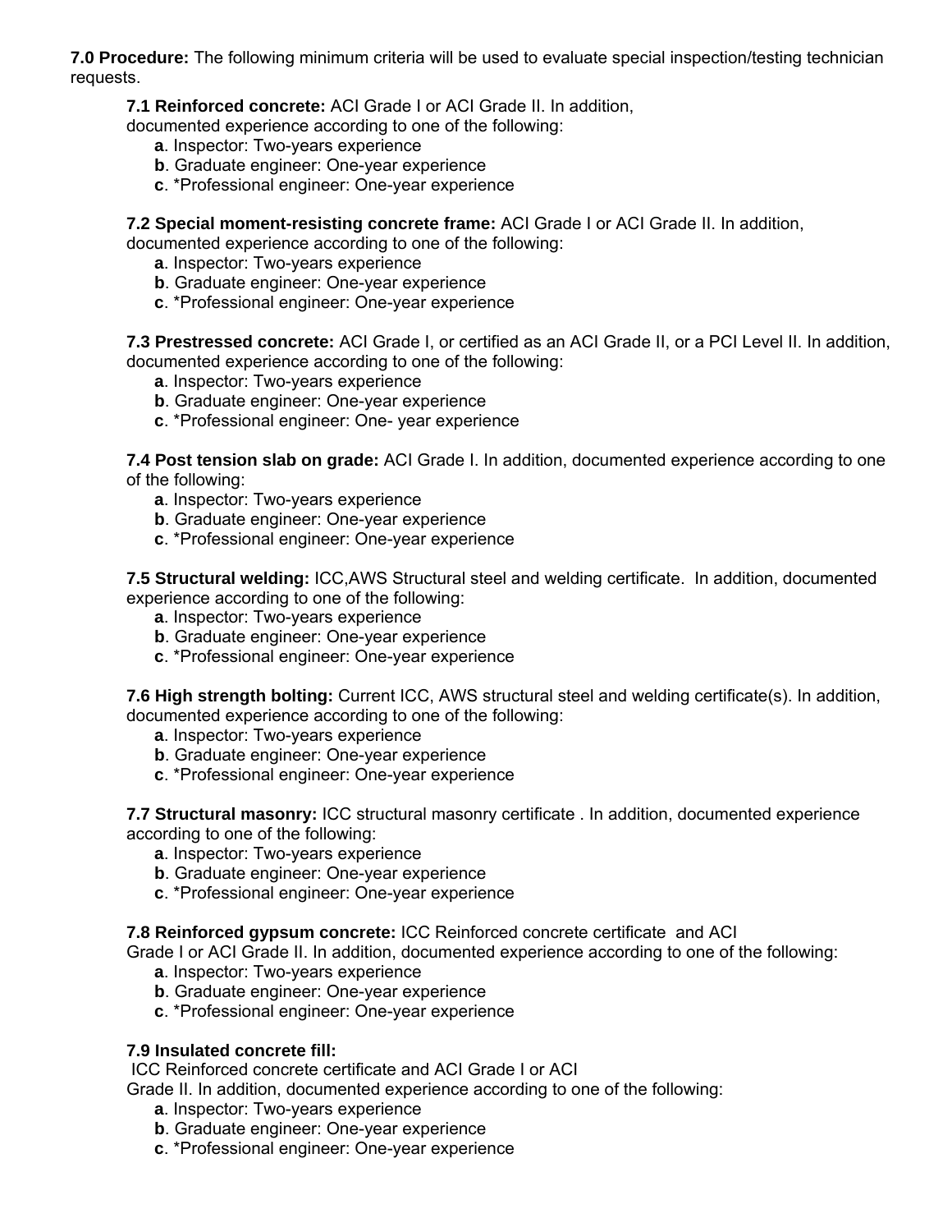**7.0 Procedure:** The following minimum criteria will be used to evaluate special inspection/testing technician requests.

**7.1 Reinforced concrete:** ACI Grade I or ACI Grade II. In addition, documented experience according to one of the following:

- **a**. Inspector: Two-years experience
- **b**. Graduate engineer: One-year experience
- **c**. *Professional engineer: One-year experience

**7.2 Special moment-resisting concrete frame:** ACI Grade I or ACI Grade II. In addition, documented experience according to one of the following:

- **a**. Inspector: Two-years experience
- **b**. Graduate engineer: One-year experience
- **c**. *Professional engineer: One-year experience

**7.3 Prestressed concrete:** ACI Grade I, or certified as an ACI Grade II, or a PCI Level II. In addition, documented experience according to one of the following:

- **a**. Inspector: Two-years experience
- **b**. Graduate engineer: One-year experience
- **c**. *Professional engineer: One- year experience

**7.4 Post tension slab on grade:** ACI Grade I. In addition, documented experience according to one of the following:

- **a**. Inspector: Two-years experience
- **b**. Graduate engineer: One-year experience
- **c**. *Professional engineer: One-year experience

**7.5 Structural welding:** ICC,AWS Structural steel and welding certificate. In addition, documented experience according to one of the following:

- **a**. Inspector: Two-years experience
- **b**. Graduate engineer: One-year experience
- **c**. *Professional engineer: One-year experience

**7.6 High strength bolting:** Current ICC, AWS structural steel and welding certificate(s). In addition, documented experience according to one of the following:

- **a**. Inspector: Two-years experience
- **b**. Graduate engineer: One-year experience
- **c**. *Professional engineer: One-year experience

**7.7 Structural masonry:** ICC structural masonry certificate . In addition, documented experience according to one of the following:

- **a**. Inspector: Two-years experience
- **b**. Graduate engineer: One-year experience
- **c**. *Professional engineer: One-year experience

**7.8 Reinforced gypsum concrete:** ICC Reinforced concrete certificate and ACI Grade I or ACI Grade II. In addition, documented experience according to one of the following:

- **a**. Inspector: Two-years experience
- **b**. Graduate engineer: One-year experience
- **c**. *Professional engineer: One-year experience

**7.9 Insulated concrete fill:**

ICC Reinforced concrete certificate and ACI Grade I or ACI Grade II. In addition, documented experience according to one of the following:

- **a**. Inspector: Two-years experience
- **b**. Graduate engineer: One-year experience
- **c**. *Professional engineer: One-year experience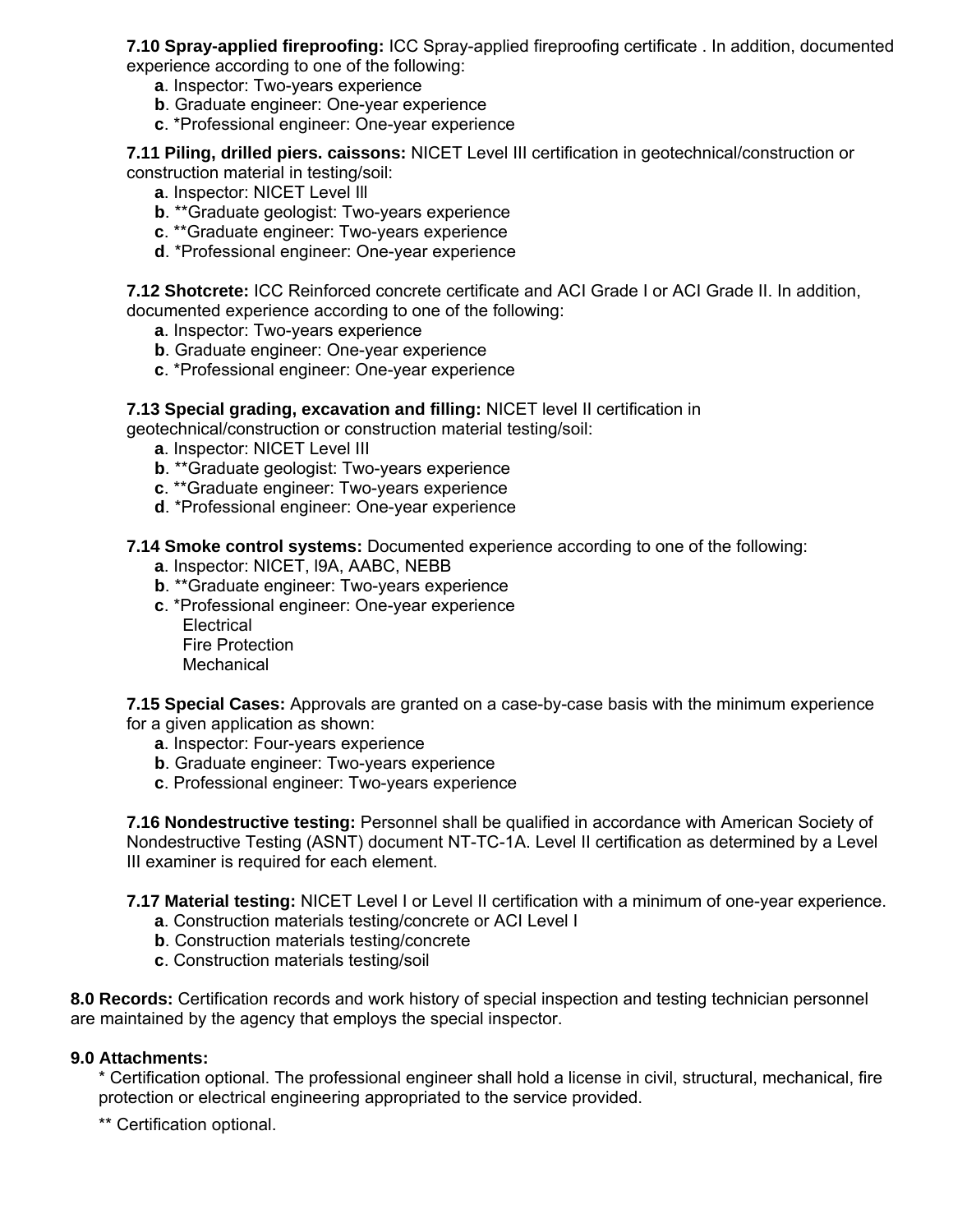**7.10 Spray-applied fireproofing:** ICC Spray-applied fireproofing certificate . In addition, documented experience according to one of the following:

**a**. Inspector: Two-years experience
**b**. Graduate engineer: One-year experience
**c**. *Professional engineer: One-year experience

**7.11 Piling, drilled piers. caissons:** NICET Level III certification in geotechnical/construction or construction material in testing/soil:

**a**. Inspector: NICET Level lll
**b**. **Graduate geologist: Two-years experience
**c**. **Graduate engineer: Two-years experience
**d**. *Professional engineer: One-year experience

**7.12 Shotcrete:** ICC Reinforced concrete certificate and ACI Grade I or ACI Grade II. In addition, documented experience according to one of the following:

**a**. Inspector: Two-years experience
**b**. Graduate engineer: One-year experience
**c**. *Professional engineer: One-year experience

**7.13 Special grading, excavation and filling:** NICET level II certification in geotechnical/construction or construction material testing/soil:

**a**. Inspector: NICET Level III
**b**. **Graduate geologist: Two-years experience
**c**. **Graduate engineer: Two-years experience
**d**. *Professional engineer: One-year experience

**7.14 Smoke control systems:** Documented experience according to one of the following:

**a**. Inspector: NICET, l9A, AABC, NEBB
**b**. **Graduate engineer: Two-years experience
**c**. *Professional engineer: One-year experience
Electrical
Fire Protection
Mechanical

**7.15 Special Cases:** Approvals are granted on a case-by-case basis with the minimum experience for a given application as shown:

**a**. Inspector: Four-years experience
**b**. Graduate engineer: Two-years experience
**c**. Professional engineer: Two-years experience

**7.16 Nondestructive testing:** Personnel shall be qualified in accordance with American Society of Nondestructive Testing (ASNT) document NT-TC-1A. Level II certification as determined by a Level III examiner is required for each element.

**7.17 Material testing:** NICET Level I or Level II certification with a minimum of one-year experience.

**a**. Construction materials testing/concrete or ACI Level I
**b**. Construction materials testing/concrete
**c**. Construction materials testing/soil

**8.0 Records:** Certification records and work history of special inspection and testing technician personnel are maintained by the agency that employs the special inspector.

**9.0 Attachments:**

* Certification optional. The professional engineer shall hold a license in civil, structural, mechanical, fire protection or electrical engineering appropriated to the service provided.

** Certification optional.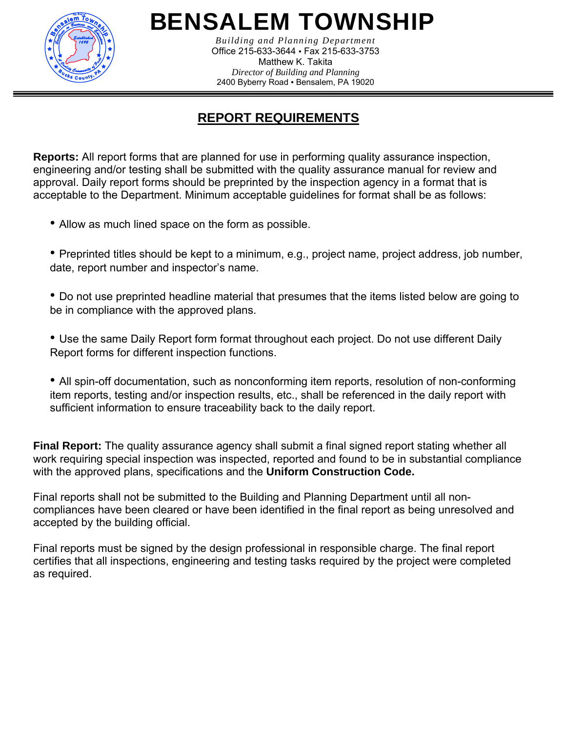# BENSALEM TOWNSHIP

*Building and Planning Department*
Office 215-633-3644 ▪ Fax 215-633-3753
Matthew K. Takita
*Director of Building and Planning*
2400 Byberry Road ▪ Bensalem, PA 19020

## REPORT REQUIREMENTS

**Reports:** All report forms that are planned for use in performing quality assurance inspection, engineering and/or testing shall be submitted with the quality assurance manual for review and approval. Daily report forms should be preprinted by the inspection agency in a format that is acceptable to the Department. Minimum acceptable guidelines for format shall be as follows:

- Allow as much lined space on the form as possible.
- Preprinted titles should be kept to a minimum, e.g., project name, project address, job number, date, report number and inspector's name.
- Do not use preprinted headline material that presumes that the items listed below are going to be in compliance with the approved plans.
- Use the same Daily Report form format throughout each project. Do not use different Daily Report forms for different inspection functions.
- All spin-off documentation, such as nonconforming item reports, resolution of non-conforming item reports, testing and/or inspection results, etc., shall be referenced in the daily report with sufficient information to ensure traceability back to the daily report.

**Final Report:** The quality assurance agency shall submit a final signed report stating whether all work requiring special inspection was inspected, reported and found to be in substantial compliance with the approved plans, specifications and the **Uniform Construction Code.**

Final reports shall not be submitted to the Building and Planning Department until all non-compliances have been cleared or have been identified in the final report as being unresolved and accepted by the building official.

Final reports must be signed by the design professional in responsible charge. The final report certifies that all inspections, engineering and testing tasks required by the project were completed as required.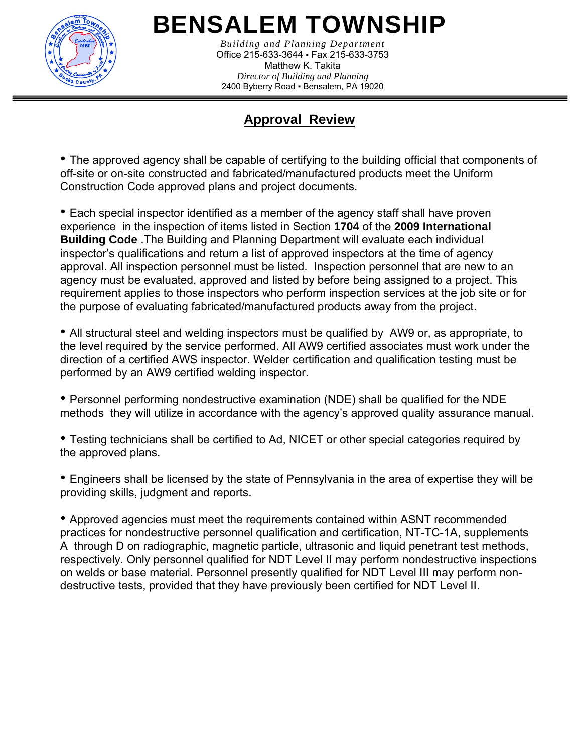# BENSALEM TOWNSHIP

*Building and Planning Department*
Office 215-633-3644 ▪ Fax 215-633-3753
Matthew K. Takita
*Director of Building and Planning*
2400 Byberry Road ▪ Bensalem, PA 19020

## Approval Review

- The approved agency shall be capable of certifying to the building official that components of off-site or on-site constructed and fabricated/manufactured products meet the Uniform Construction Code approved plans and project documents.

- Each special inspector identified as a member of the agency staff shall have proven experience in the inspection of items listed in Section **1704** of the **2009 International Building Code** .The Building and Planning Department will evaluate each individual inspector's qualifications and return a list of approved inspectors at the time of agency approval. All inspection personnel must be listed. Inspection personnel that are new to an agency must be evaluated, approved and listed by before being assigned to a project. This requirement applies to those inspectors who perform inspection services at the job site or for the purpose of evaluating fabricated/manufactured products away from the project.

- All structural steel and welding inspectors must be qualified by AW9 or, as appropriate, to the level required by the service performed. All AW9 certified associates must work under the direction of a certified AWS inspector. Welder certification and qualification testing must be performed by an AW9 certified welding inspector.

- Personnel performing nondestructive examination (NDE) shall be qualified for the NDE methods they will utilize in accordance with the agency's approved quality assurance manual.

- Testing technicians shall be certified to Ad, NICET or other special categories required by the approved plans.

- Engineers shall be licensed by the state of Pennsylvania in the area of expertise they will be providing skills, judgment and reports.

- Approved agencies must meet the requirements contained within ASNT recommended practices for nondestructive personnel qualification and certification, NT-TC-1A, supplements A through D on radiographic, magnetic particle, ultrasonic and liquid penetrant test methods, respectively. Only personnel qualified for NDT Level II may perform nondestructive inspections on welds or base material. Personnel presently qualified for NDT Level III may perform non-destructive tests, provided that they have previously been certified for NDT Level II.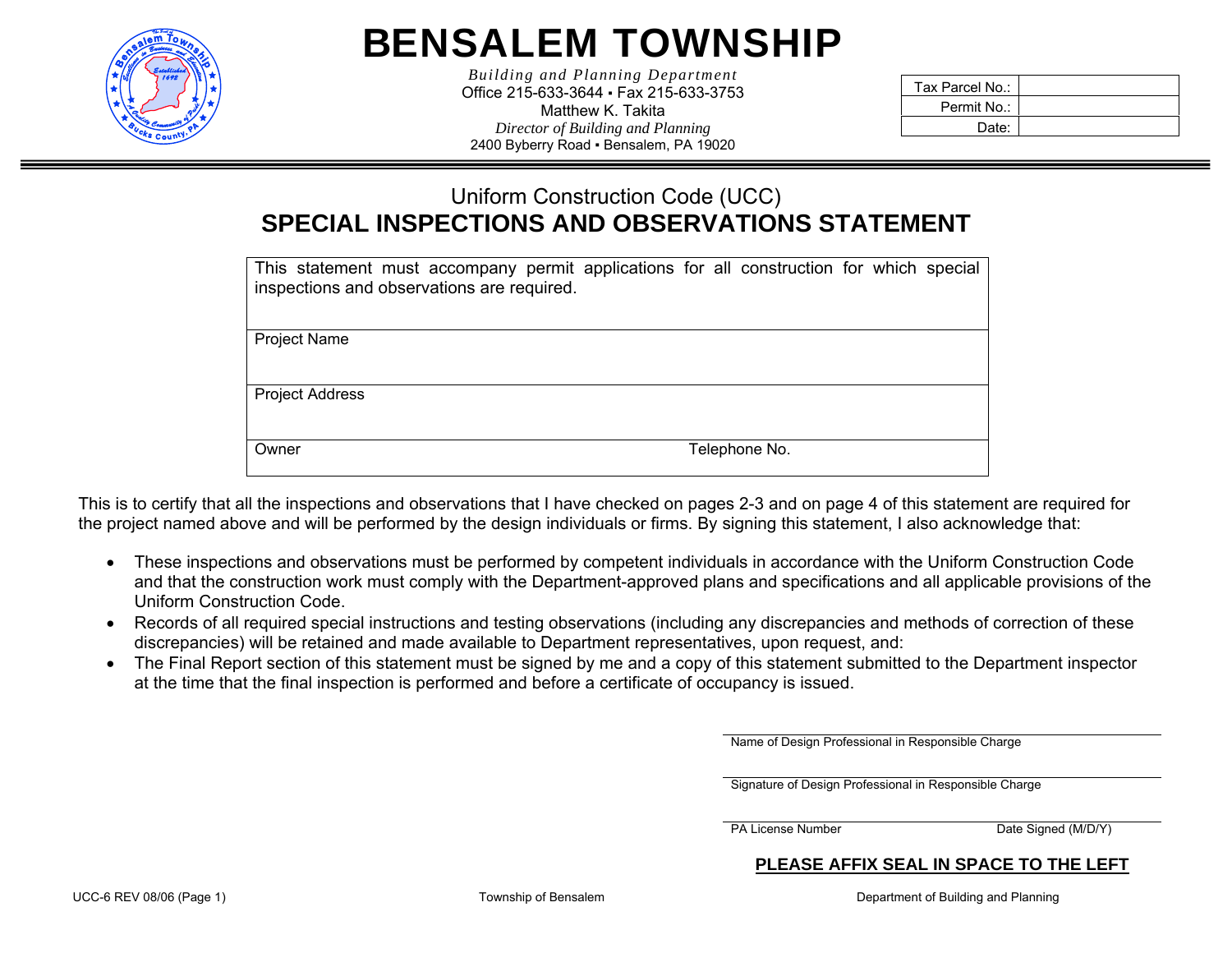# BENSALEM TOWNSHIP

*Building and Planning Department*
Office 215-633-3644 ▪ Fax 215-633-3753
Matthew K. Takita
*Director of Building and Planning*
2400 Byberry Road ▪ Bensalem, PA 19020

| Tax Parcel No.: | |
|---|---|
| Permit No.: | |
| Date: | |

## Uniform Construction Code (UCC)
## SPECIAL INSPECTIONS AND OBSERVATIONS STATEMENT

| This statement must accompany permit applications for all construction for which special inspections and observations are required. | |
|---|---|
| Project Name | |
| Project Address | |
| Owner | Telephone No. |

This is to certify that all the inspections and observations that I have checked on pages 2-3 and on page 4 of this statement are required for the project named above and will be performed by the design individuals or firms. By signing this statement, I also acknowledge that:

- These inspections and observations must be performed by competent individuals in accordance with the Uniform Construction Code and that the construction work must comply with the Department-approved plans and specifications and all applicable provisions of the Uniform Construction Code.
- Records of all required special instructions and testing observations (including any discrepancies and methods of correction of these discrepancies) will be retained and made available to Department representatives, upon request, and:
- The Final Report section of this statement must be signed by me and a copy of this statement submitted to the Department inspector at the time that the final inspection is performed and before a certificate of occupancy is issued.

Name of Design Professional in Responsible Charge

Signature of Design Professional in Responsible Charge

PA License Number　　　　Date Signed (M/D/Y)

**PLEASE AFFIX SEAL IN SPACE TO THE LEFT**

UCC-6 REV 08/06 (Page 1)　　Township of Bensalem　　Department of Building and Planning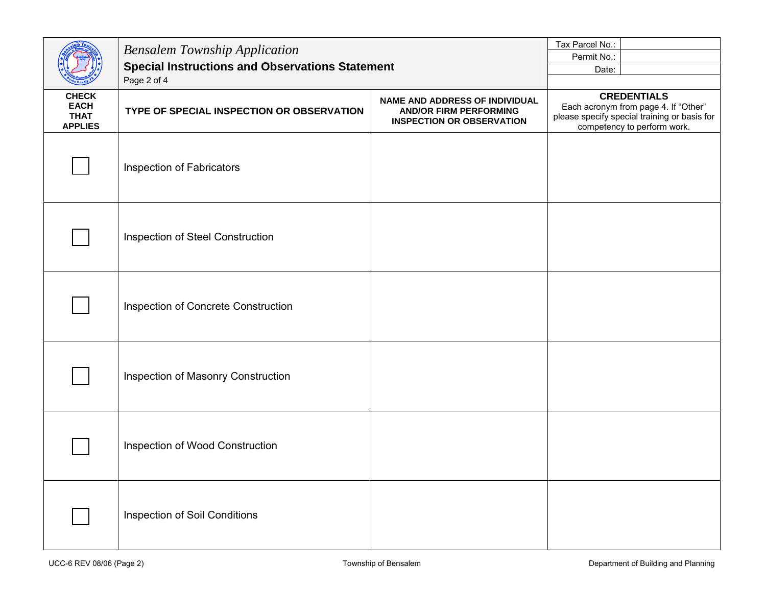*Bensalem Township Application*

**Special Instructions and Observations Statement**

Page 2 of 4

| Tax Parcel No.: | |
|---|---|
| Permit No.: | |
| Date: | |

| CHECK EACH THAT APPLIES | TYPE OF SPECIAL INSPECTION OR OBSERVATION | NAME AND ADDRESS OF INDIVIDUAL AND/OR FIRM PERFORMING INSPECTION OR OBSERVATION | **CREDENTIALS** Each acronym from page 4. If "Other" please specify special training or basis for competency to perform work. |
|---|---|---|---|
| ☐ | Inspection of Fabricators | | |
| ☐ | Inspection of Steel Construction | | |
| ☐ | Inspection of Concrete Construction | | |
| ☐ | Inspection of Masonry Construction | | |
| ☐ | Inspection of Wood Construction | | |
| ☐ | Inspection of Soil Conditions | | |

UCC-6 REV 08/06 (Page 2) Township of Bensalem Department of Building and Planning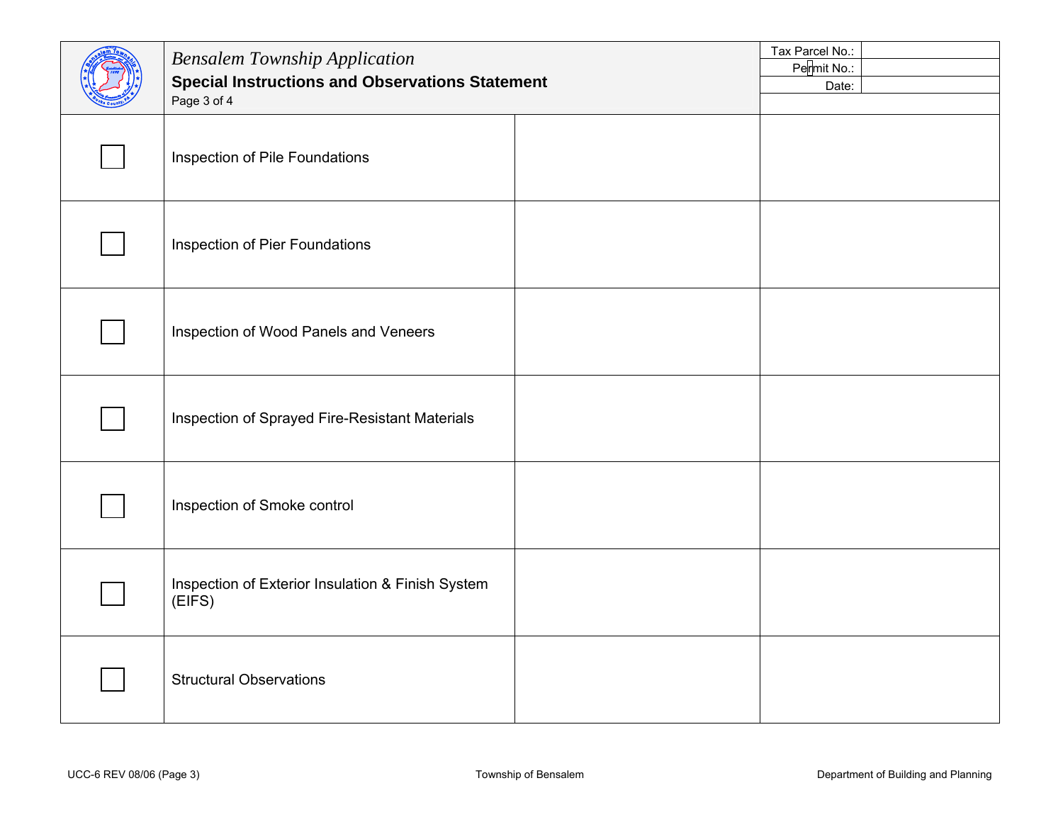*Bensalem Township Application*

**Special Instructions and Observations Statement**

Page 3 of 4

| | |
|---|---|
| Tax Parcel No.: | |
| Permit No.: | |
| Date: | |

| | | | |
|---|---|---|---|
| ☐ | Inspection of Pile Foundations | | |
| ☐ | Inspection of Pier Foundations | | |
| ☐ | Inspection of Wood Panels and Veneers | | |
| ☐ | Inspection of Sprayed Fire-Resistant Materials | | |
| ☐ | Inspection of Smoke control | | |
| ☐ | Inspection of Exterior Insulation & Finish System (EIFS) | | |
| ☐ | Structural Observations | | |

UCC-6 REV 08/06 (Page 3) Township of Bensalem Department of Building and Planning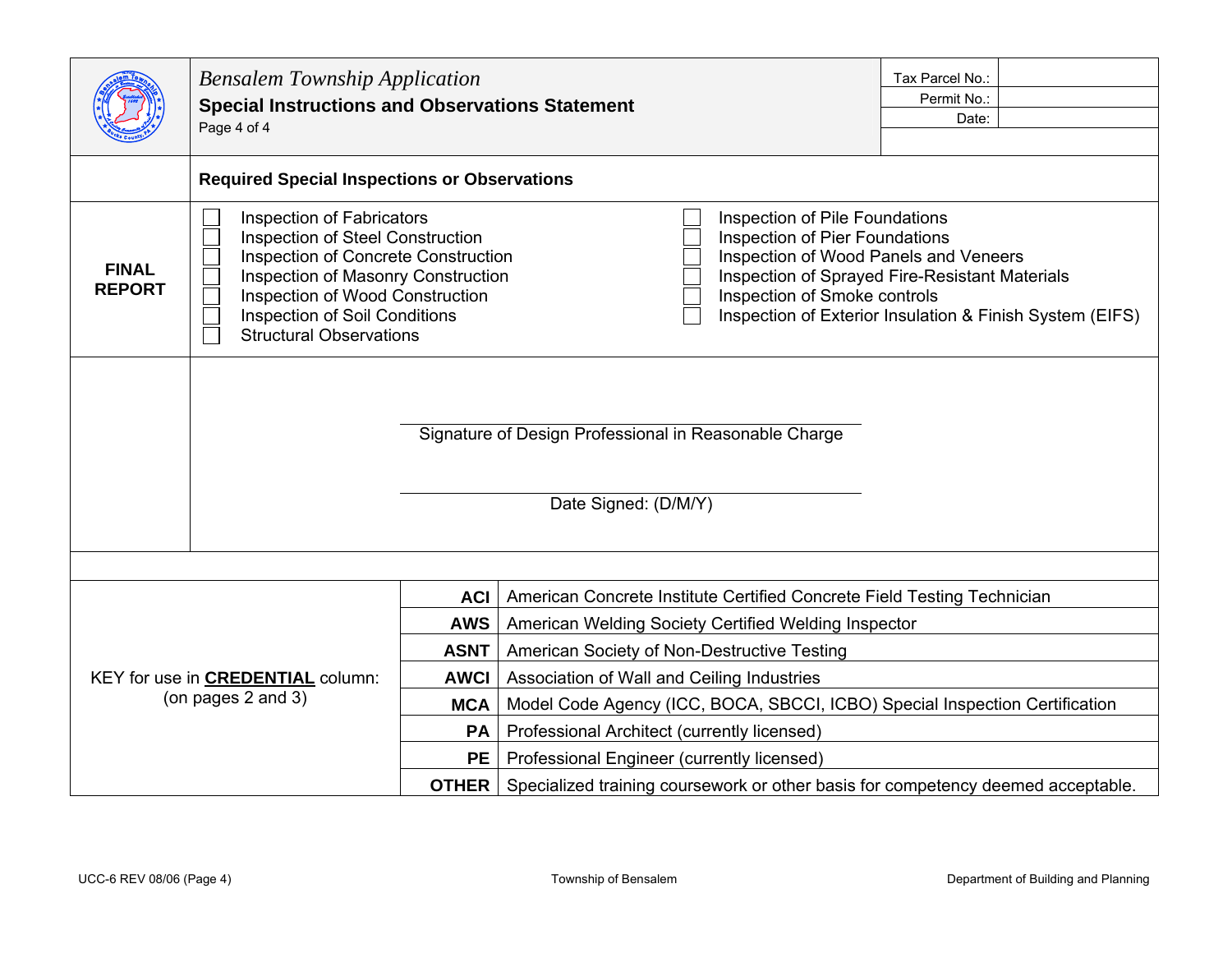*Bensalem Township Application*

**Special Instructions and Observations Statement**

Page 4 of 4

| | |
|---|---|
| Tax Parcel No.: | |
| Permit No.: | |
| Date: | |

**Required Special Inspections or Observations**

**FINAL REPORT**

- ☐ Inspection of Fabricators
- ☐ Inspection of Steel Construction
- ☐ Inspection of Concrete Construction
- ☐ Inspection of Masonry Construction
- ☐ Inspection of Wood Construction
- ☐ Inspection of Soil Conditions
- ☐ Structural Observations
- ☐ Inspection of Pile Foundations
- ☐ Inspection of Pier Foundations
- ☐ Inspection of Wood Panels and Veneers
- ☐ Inspection of Sprayed Fire-Resistant Materials
- ☐ Inspection of Smoke controls
- ☐ Inspection of Exterior Insulation & Finish System (EIFS)

______________________________

Signature of Design Professional in Reasonable Charge

______________________________

Date Signed: (D/M/Y)

KEY for use in **CREDENTIAL** column: (on pages 2 and 3)

| | |
|---|---|
| **ACI** | American Concrete Institute Certified Concrete Field Testing Technician |
| **AWS** | American Welding Society Certified Welding Inspector |
| **ASNT** | American Society of Non-Destructive Testing |
| **AWCI** | Association of Wall and Ceiling Industries |
| **MCA** | Model Code Agency (ICC, BOCA, SBCCI, ICBO) Special Inspection Certification |
| **PA** | Professional Architect (currently licensed) |
| **PE** | Professional Engineer (currently licensed) |
| **OTHER** | Specialized training coursework or other basis for competency deemed acceptable. |